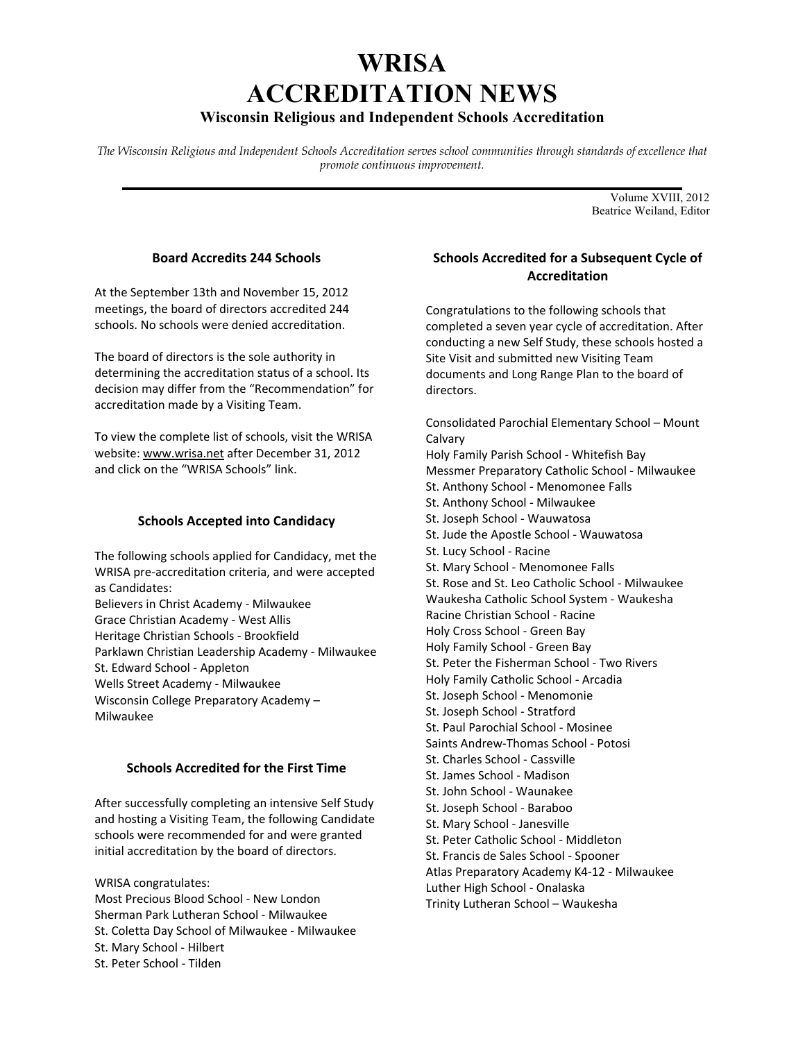# WRISA ACCREDITATION NEWS

## Wisconsin Religious and Independent Schools Accreditation

*The Wisconsin Religious and Independent Schools Accreditation serves school communities through standards of excellence that promote continuous improvement.*

Volume XVIII, 2012
Beatrice Weiland, Editor

### Board Accredits 244 Schools

At the September 13th and November 15, 2012 meetings, the board of directors accredited 244 schools. No schools were denied accreditation.

The board of directors is the sole authority in determining the accreditation status of a school. Its decision may differ from the "Recommendation" for accreditation made by a Visiting Team.

To view the complete list of schools, visit the WRISA website: www.wrisa.net after December 31, 2012 and click on the "WRISA Schools" link.

### Schools Accepted into Candidacy

The following schools applied for Candidacy, met the WRISA pre-accreditation criteria, and were accepted as Candidates:

Believers in Christ Academy - Milwaukee
Grace Christian Academy - West Allis
Heritage Christian Schools - Brookfield
Parklawn Christian Leadership Academy - Milwaukee
St. Edward School - Appleton
Wells Street Academy - Milwaukee
Wisconsin College Preparatory Academy – Milwaukee

### Schools Accredited for the First Time

After successfully completing an intensive Self Study and hosting a Visiting Team, the following Candidate schools were recommended for and were granted initial accreditation by the board of directors.

WRISA congratulates:
Most Precious Blood School - New London
Sherman Park Lutheran School - Milwaukee
St. Coletta Day School of Milwaukee - Milwaukee
St. Mary School - Hilbert
St. Peter School - Tilden

### Schools Accredited for a Subsequent Cycle of Accreditation

Congratulations to the following schools that completed a seven year cycle of accreditation. After conducting a new Self Study, these schools hosted a Site Visit and submitted new Visiting Team documents and Long Range Plan to the board of directors.

Consolidated Parochial Elementary School – Mount Calvary
Holy Family Parish School - Whitefish Bay
Messmer Preparatory Catholic School - Milwaukee
St. Anthony School - Menomonee Falls
St. Anthony School - Milwaukee
St. Joseph School - Wauwatosa
St. Jude the Apostle School - Wauwatosa
St. Lucy School - Racine
St. Mary School - Menomonee Falls
St. Rose and St. Leo Catholic School - Milwaukee
Waukesha Catholic School System - Waukesha
Racine Christian School - Racine
Holy Cross School - Green Bay
Holy Family School - Green Bay
St. Peter the Fisherman School - Two Rivers
Holy Family Catholic School - Arcadia
St. Joseph School - Menomonie
St. Joseph School - Stratford
St. Paul Parochial School - Mosinee
Saints Andrew-Thomas School - Potosi
St. Charles School - Cassville
St. James School - Madison
St. John School - Waunakee
St. Joseph School - Baraboo
St. Mary School - Janesville
St. Peter Catholic School - Middleton
St. Francis de Sales School - Spooner
Atlas Preparatory Academy K4-12 - Milwaukee
Luther High School - Onalaska
Trinity Lutheran School – Waukesha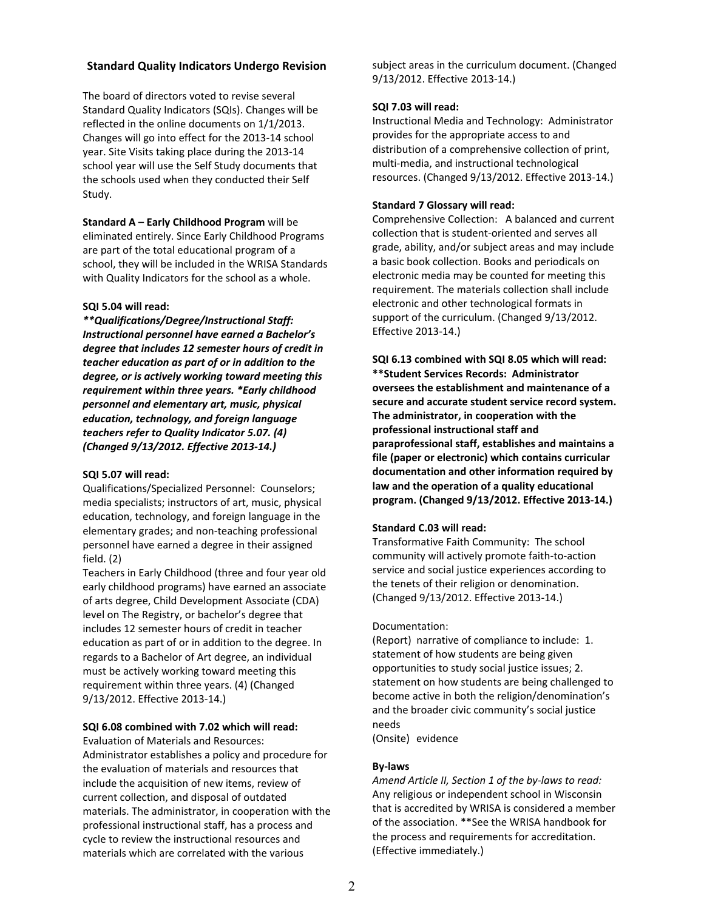## Standard Quality Indicators Undergo Revision

The board of directors voted to revise several Standard Quality Indicators (SQIs). Changes will be reflected in the online documents on 1/1/2013. Changes will go into effect for the 2013-14 school year. Site Visits taking place during the 2013-14 school year will use the Self Study documents that the schools used when they conducted their Self Study.

**Standard A – Early Childhood Program** will be eliminated entirely. Since Early Childhood Programs are part of the total educational program of a school, they will be included in the WRISA Standards with Quality Indicators for the school as a whole.

**SQI 5.04 will read:**

***\*\*Qualifications/Degree/Instructional Staff: Instructional personnel have earned a Bachelor's degree that includes 12 semester hours of credit in teacher education as part of or in addition to the degree, or is actively working toward meeting this requirement within three years. \*Early childhood personnel and elementary art, music, physical education, technology, and foreign language teachers refer to Quality Indicator 5.07. (4) (Changed 9/13/2012. Effective 2013-14.)***

**SQI 5.07 will read:**

Qualifications/Specialized Personnel: Counselors; media specialists; instructors of art, music, physical education, technology, and foreign language in the elementary grades; and non-teaching professional personnel have earned a degree in their assigned field. (2)

Teachers in Early Childhood (three and four year old early childhood programs) have earned an associate of arts degree, Child Development Associate (CDA) level on The Registry, or bachelor's degree that includes 12 semester hours of credit in teacher education as part of or in addition to the degree. In regards to a Bachelor of Art degree, an individual must be actively working toward meeting this requirement within three years. (4) (Changed 9/13/2012. Effective 2013-14.)

**SQI 6.08 combined with 7.02 which will read:**

Evaluation of Materials and Resources: Administrator establishes a policy and procedure for the evaluation of materials and resources that include the acquisition of new items, review of current collection, and disposal of outdated materials. The administrator, in cooperation with the professional instructional staff, has a process and cycle to review the instructional resources and materials which are correlated with the various subject areas in the curriculum document. (Changed 9/13/2012. Effective 2013-14.)

**SQI 7.03 will read:**

Instructional Media and Technology: Administrator provides for the appropriate access to and distribution of a comprehensive collection of print, multi-media, and instructional technological resources. (Changed 9/13/2012. Effective 2013-14.)

**Standard 7 Glossary will read:**

Comprehensive Collection: A balanced and current collection that is student-oriented and serves all grade, ability, and/or subject areas and may include a basic book collection. Books and periodicals on electronic media may be counted for meeting this requirement. The materials collection shall include electronic and other technological formats in support of the curriculum. (Changed 9/13/2012. Effective 2013-14.)

**SQI 6.13 combined with SQI 8.05 which will read:**
**\*\*Student Services Records: Administrator oversees the establishment and maintenance of a secure and accurate student service record system. The administrator, in cooperation with the professional instructional staff and paraprofessional staff, establishes and maintains a file (paper or electronic) which contains curricular documentation and other information required by law and the operation of a quality educational program. (Changed 9/13/2012. Effective 2013-14.)**

**Standard C.03 will read:**

Transformative Faith Community: The school community will actively promote faith-to-action service and social justice experiences according to the tenets of their religion or denomination. (Changed 9/13/2012. Effective 2013-14.)

Documentation:

(Report) narrative of compliance to include: 1. statement of how students are being given opportunities to study social justice issues; 2. statement on how students are being challenged to become active in both the religion/denomination's and the broader civic community's social justice needs

(Onsite) evidence

**By-laws**

*Amend Article II, Section 1 of the by-laws to read:* Any religious or independent school in Wisconsin that is accredited by WRISA is considered a member of the association. \*\*See the WRISA handbook for the process and requirements for accreditation. (Effective immediately.)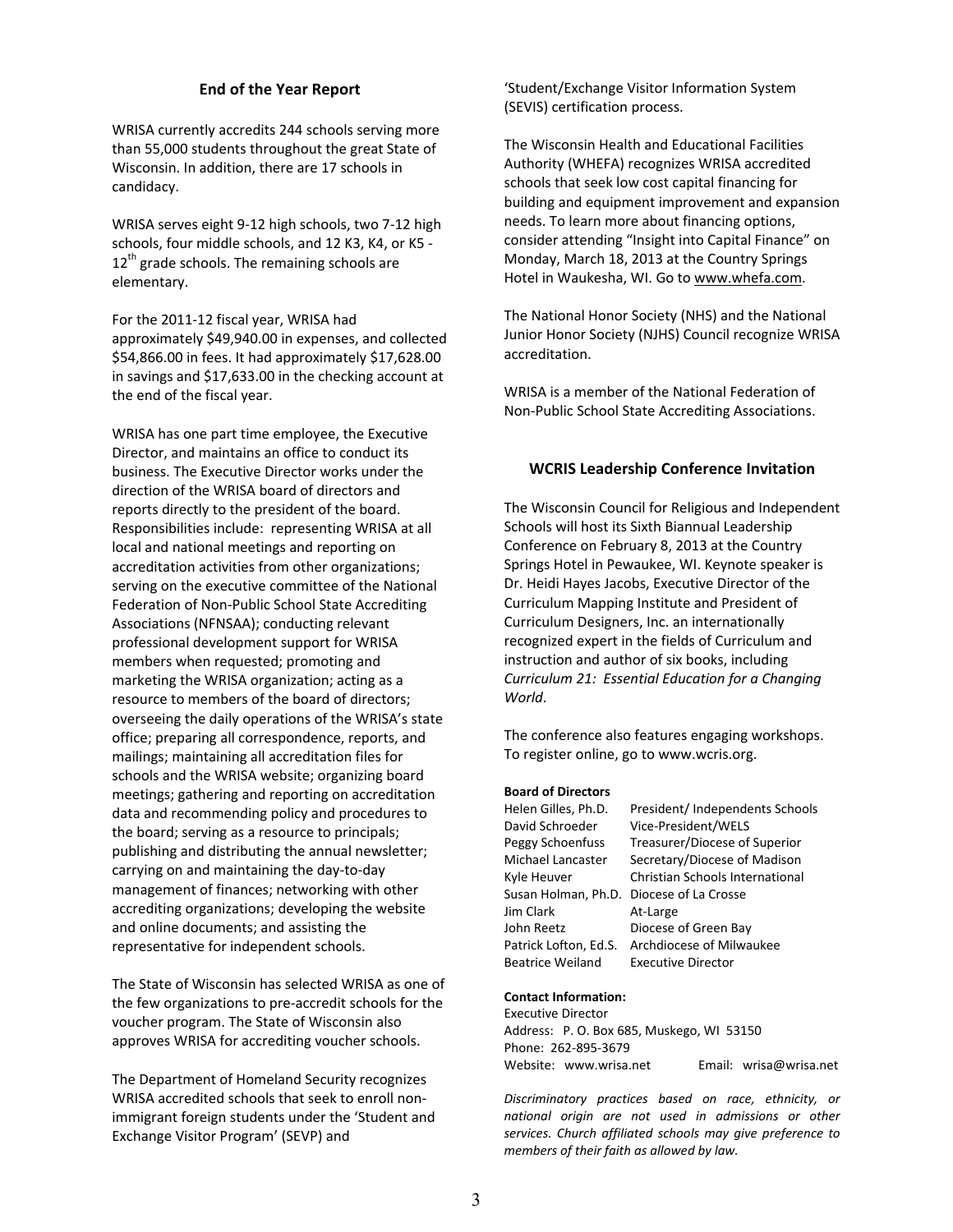## End of the Year Report

WRISA currently accredits 244 schools serving more than 55,000 students throughout the great State of Wisconsin. In addition, there are 17 schools in candidacy.

WRISA serves eight 9-12 high schools, two 7-12 high schools, four middle schools, and 12 K3, K4, or K5 - 12th grade schools. The remaining schools are elementary.

For the 2011-12 fiscal year, WRISA had approximately $49,940.00 in expenses, and collected $54,866.00 in fees. It had approximately $17,628.00 in savings and $17,633.00 in the checking account at the end of the fiscal year.

WRISA has one part time employee, the Executive Director, and maintains an office to conduct its business. The Executive Director works under the direction of the WRISA board of directors and reports directly to the president of the board. Responsibilities include: representing WRISA at all local and national meetings and reporting on accreditation activities from other organizations; serving on the executive committee of the National Federation of Non-Public School State Accrediting Associations (NFNSAA); conducting relevant professional development support for WRISA members when requested; promoting and marketing the WRISA organization; acting as a resource to members of the board of directors; overseeing the daily operations of the WRISA's state office; preparing all correspondence, reports, and mailings; maintaining all accreditation files for schools and the WRISA website; organizing board meetings; gathering and reporting on accreditation data and recommending policy and procedures to the board; serving as a resource to principals; publishing and distributing the annual newsletter; carrying on and maintaining the day-to-day management of finances; networking with other accrediting organizations; developing the website and online documents; and assisting the representative for independent schools.

The State of Wisconsin has selected WRISA as one of the few organizations to pre-accredit schools for the voucher program. The State of Wisconsin also approves WRISA for accrediting voucher schools.

The Department of Homeland Security recognizes WRISA accredited schools that seek to enroll non-immigrant foreign students under the 'Student and Exchange Visitor Program' (SEVP) and 'Student/Exchange Visitor Information System (SEVIS) certification process.

The Wisconsin Health and Educational Facilities Authority (WHEFA) recognizes WRISA accredited schools that seek low cost capital financing for building and equipment improvement and expansion needs. To learn more about financing options, consider attending "Insight into Capital Finance" on Monday, March 18, 2013 at the Country Springs Hotel in Waukesha, WI. Go to www.whefa.com.

The National Honor Society (NHS) and the National Junior Honor Society (NJHS) Council recognize WRISA accreditation.

WRISA is a member of the National Federation of Non-Public School State Accrediting Associations.

## WCRIS Leadership Conference Invitation

The Wisconsin Council for Religious and Independent Schools will host its Sixth Biannual Leadership Conference on February 8, 2013 at the Country Springs Hotel in Pewaukee, WI. Keynote speaker is Dr. Heidi Hayes Jacobs, Executive Director of the Curriculum Mapping Institute and President of Curriculum Designers, Inc. an internationally recognized expert in the fields of Curriculum and instruction and author of six books, including *Curriculum 21: Essential Education for a Changing World*.

The conference also features engaging workshops. To register online, go to www.wcris.org.

**Board of Directors**

| | |
|---|---|
| Helen Gilles, Ph.D. | President/ Independents Schools |
| David Schroeder | Vice-President/WELS |
| Peggy Schoenfuss | Treasurer/Diocese of Superior |
| Michael Lancaster | Secretary/Diocese of Madison |
| Kyle Heuver | Christian Schools International |
| Susan Holman, Ph.D. | Diocese of La Crosse |
| Jim Clark | At-Large |
| John Reetz | Diocese of Green Bay |
| Patrick Lofton, Ed.S. | Archdiocese of Milwaukee |
| Beatrice Weiland | Executive Director |

**Contact Information:**

Executive Director
Address: P. O. Box 685, Muskego, WI 53150
Phone: 262-895-3679
Website: www.wrisa.net Email: wrisa@wrisa.net

*Discriminatory practices based on race, ethnicity, or national origin are not used in admissions or other services. Church affiliated schools may give preference to members of their faith as allowed by law.*